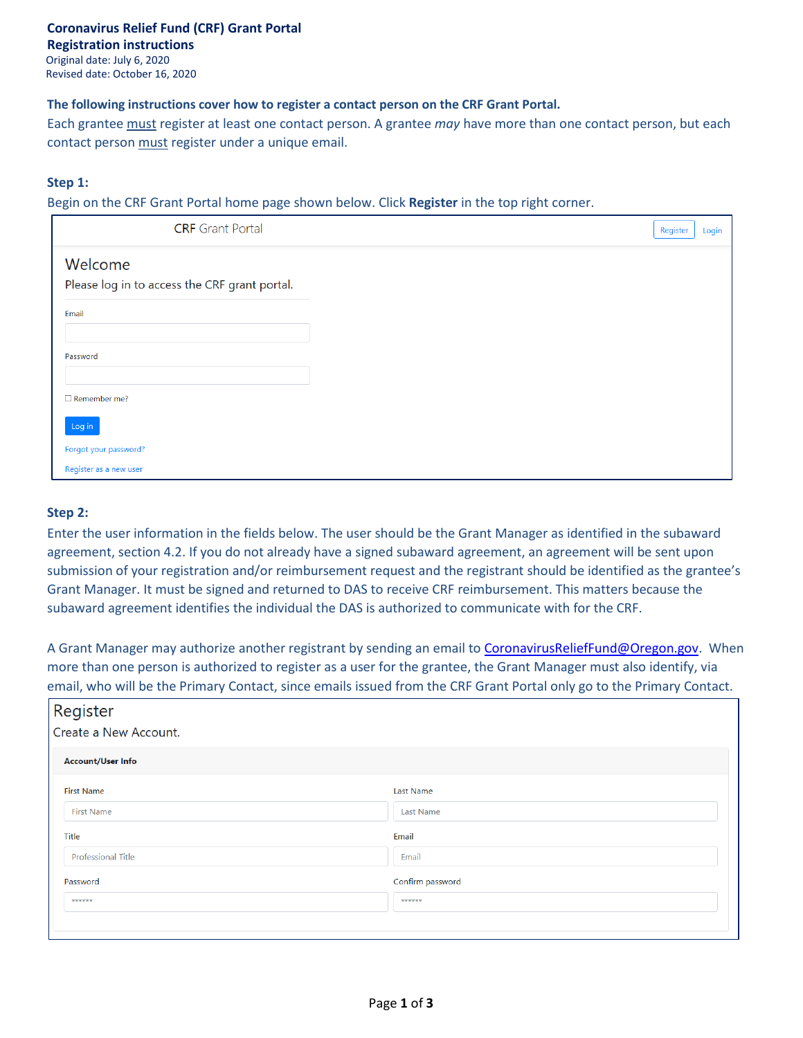# Coronavirus Relief Fund (CRF) Grant Portal

## Registration instructions

Original date: July 6, 2020
Revised date: October 16, 2020

**The following instructions cover how to register a contact person on the CRF Grant Portal.**

Each grantee must register at least one contact person. A grantee *may* have more than one contact person, but each contact person must register under a unique email.

### Step 1:

Begin on the CRF Grant Portal home page shown below. Click **Register** in the top right corner.

CRF Grant Portal — Register | Login

Welcome

Please log in to access the CRF grant portal.

Email

Password

Remember me?

Log in

Forgot your password?

Register as a new user

### Step 2:

Enter the user information in the fields below. The user should be the Grant Manager as identified in the subaward agreement, section 4.2. If you do not already have a signed subaward agreement, an agreement will be sent upon submission of your registration and/or reimbursement request and the registrant should be identified as the grantee's Grant Manager. It must be signed and returned to DAS to receive CRF reimbursement. This matters because the subaward agreement identifies the individual the DAS is authorized to communicate with for the CRF.

A Grant Manager may authorize another registrant by sending an email to CoronavirusReliefFund@Oregon.gov. When more than one person is authorized to register as a user for the grantee, the Grant Manager must also identify, via email, who will be the Primary Contact, since emails issued from the CRF Grant Portal only go to the Primary Contact.

Register

Create a New Account.

**Account/User Info**

| | |
|---|---|
| First Name: First Name | Last Name: Last Name |
| Title: Professional Title | Email: Email |
| Password: ****** | Confirm password: ****** |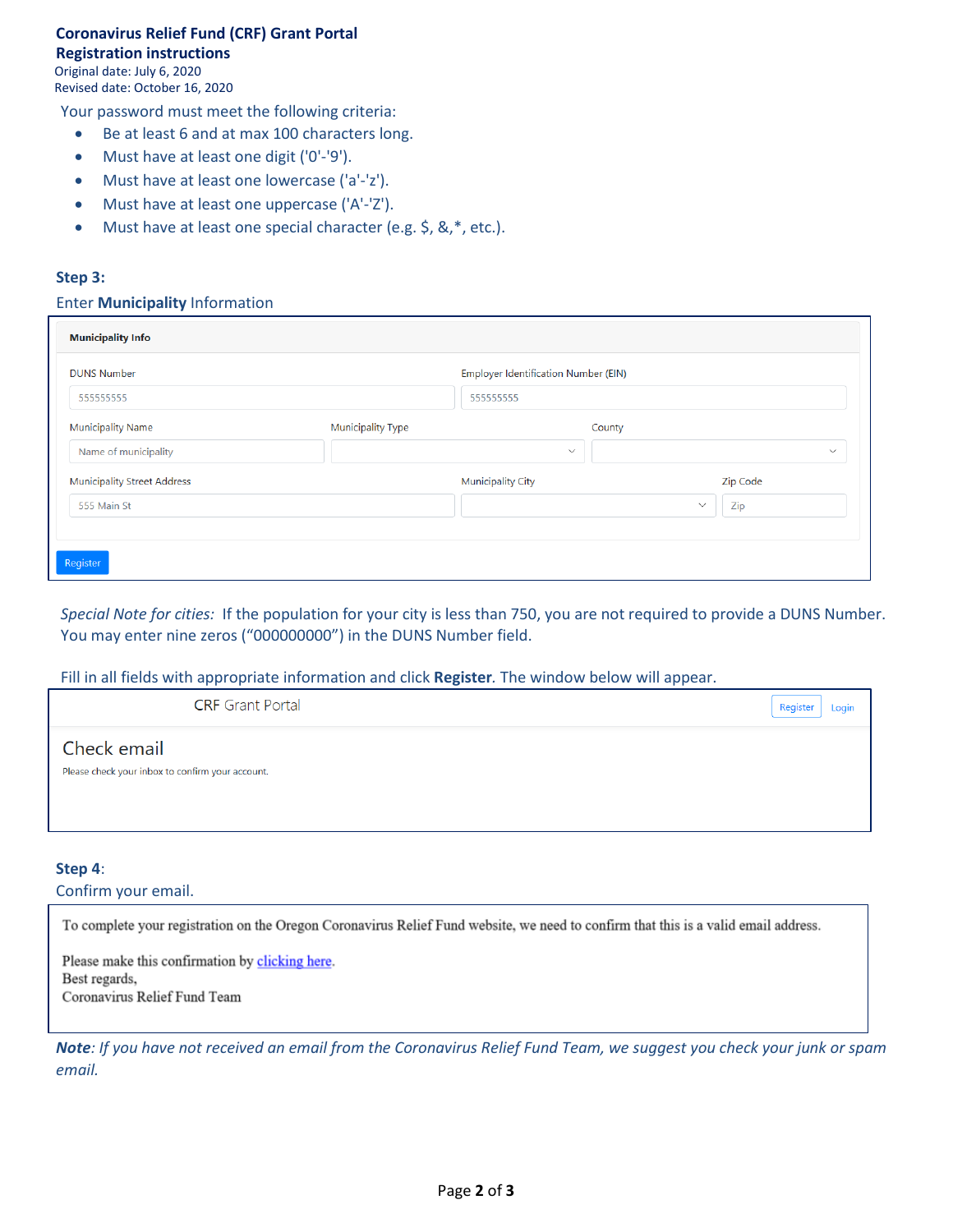**Coronavirus Relief Fund (CRF) Grant Portal**
**Registration instructions**
Original date: July 6, 2020
Revised date: October 16, 2020

Your password must meet the following criteria:

- Be at least 6 and at max 100 characters long.
- Must have at least one digit ('0'-'9').
- Must have at least one lowercase ('a'-'z').
- Must have at least one uppercase ('A'-'Z').
- Must have at least one special character (e.g. $, &,*, etc.).

### Step 3:

Enter **Municipality** Information

**Municipality Info**

DUNS Number: 555555555
Employer Identification Number (EIN): 555555555
Municipality Name: Name of municipality
Municipality Type
County
Municipality Street Address: 555 Main St
Municipality City
Zip Code: Zip

Register

*Special Note for cities:* If the population for your city is less than 750, you are not required to provide a DUNS Number. You may enter nine zeros ("000000000") in the DUNS Number field.

Fill in all fields with appropriate information and click **Register**. The window below will appear.

CRF Grant Portal — Register Login

Check email

Please check your inbox to confirm your account.

### Step 4:

Confirm your email.

To complete your registration on the Oregon Coronavirus Relief Fund website, we need to confirm that this is a valid email address.

Please make this confirmation by clicking here.
Best regards,
Coronavirus Relief Fund Team

***Note**: If you have not received an email from the Coronavirus Relief Fund Team, we suggest you check your junk or spam email.*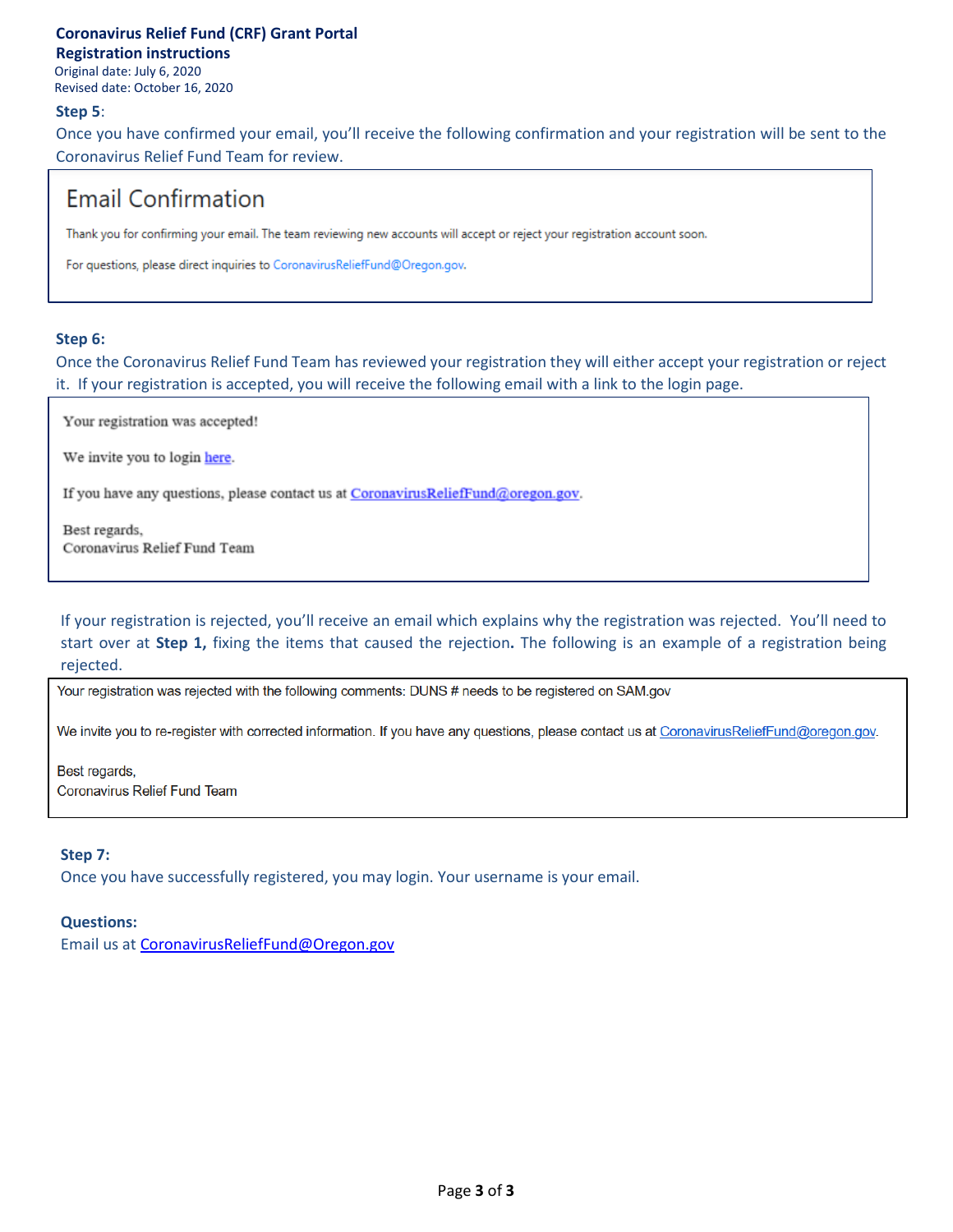**Coronavirus Relief Fund (CRF) Grant Portal**
**Registration instructions**
Original date: July 6, 2020
Revised date: October 16, 2020

**Step 5**:
Once you have confirmed your email, you'll receive the following confirmation and your registration will be sent to the Coronavirus Relief Fund Team for review.

> ## Email Confirmation
>
> Thank you for confirming your email. The team reviewing new accounts will accept or reject your registration account soon.
>
> For questions, please direct inquiries to CoronavirusReliefFund@Oregon.gov.

**Step 6:**
Once the Coronavirus Relief Fund Team has reviewed your registration they will either accept your registration or reject it. If your registration is accepted, you will receive the following email with a link to the login page.

> Your registration was accepted!
>
> We invite you to login here.
>
> If you have any questions, please contact us at CoronavirusReliefFund@oregon.gov.
>
> Best regards,
> Coronavirus Relief Fund Team

If your registration is rejected, you'll receive an email which explains why the registration was rejected. You'll need to start over at **Step 1,** fixing the items that caused the rejection**.** The following is an example of a registration being rejected.

> Your registration was rejected with the following comments: DUNS # needs to be registered on SAM.gov
>
> We invite you to re-register with corrected information. If you have any questions, please contact us at CoronavirusReliefFund@oregon.gov.
>
> Best regards,
> Coronavirus Relief Fund Team

**Step 7:**
Once you have successfully registered, you may login. Your username is your email.

**Questions:**
Email us at CoronavirusReliefFund@Oregon.gov